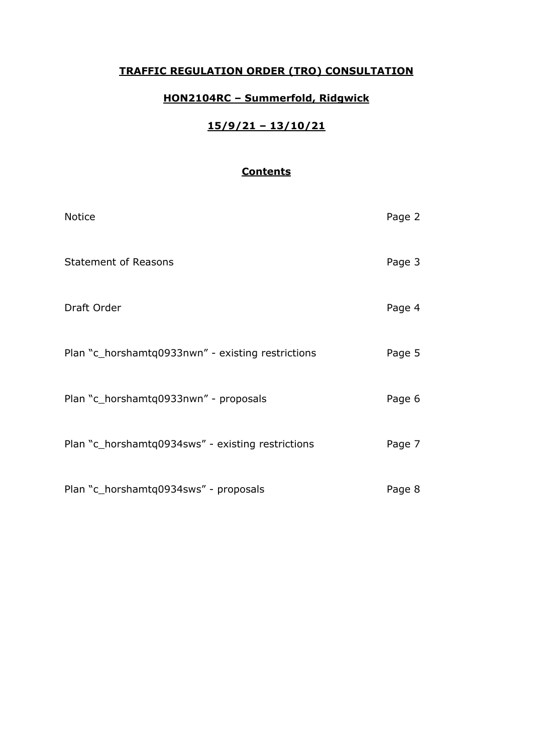# TRAFFIC REGULATION ORDER (TRO) CONSULTATION

## HON2104RC – Summerfold, Ridgwick

## 15/9/21 – 13/10/21

### Contents

| | |
|---|---|
| Notice | Page 2 |
| Statement of Reasons | Page 3 |
| Draft Order | Page 4 |
| Plan "c_horshamtq0933nwn" - existing restrictions | Page 5 |
| Plan "c_horshamtq0933nwn" - proposals | Page 6 |
| Plan "c_horshamtq0934sws" - existing restrictions | Page 7 |
| Plan "c_horshamtq0934sws" - proposals | Page 8 |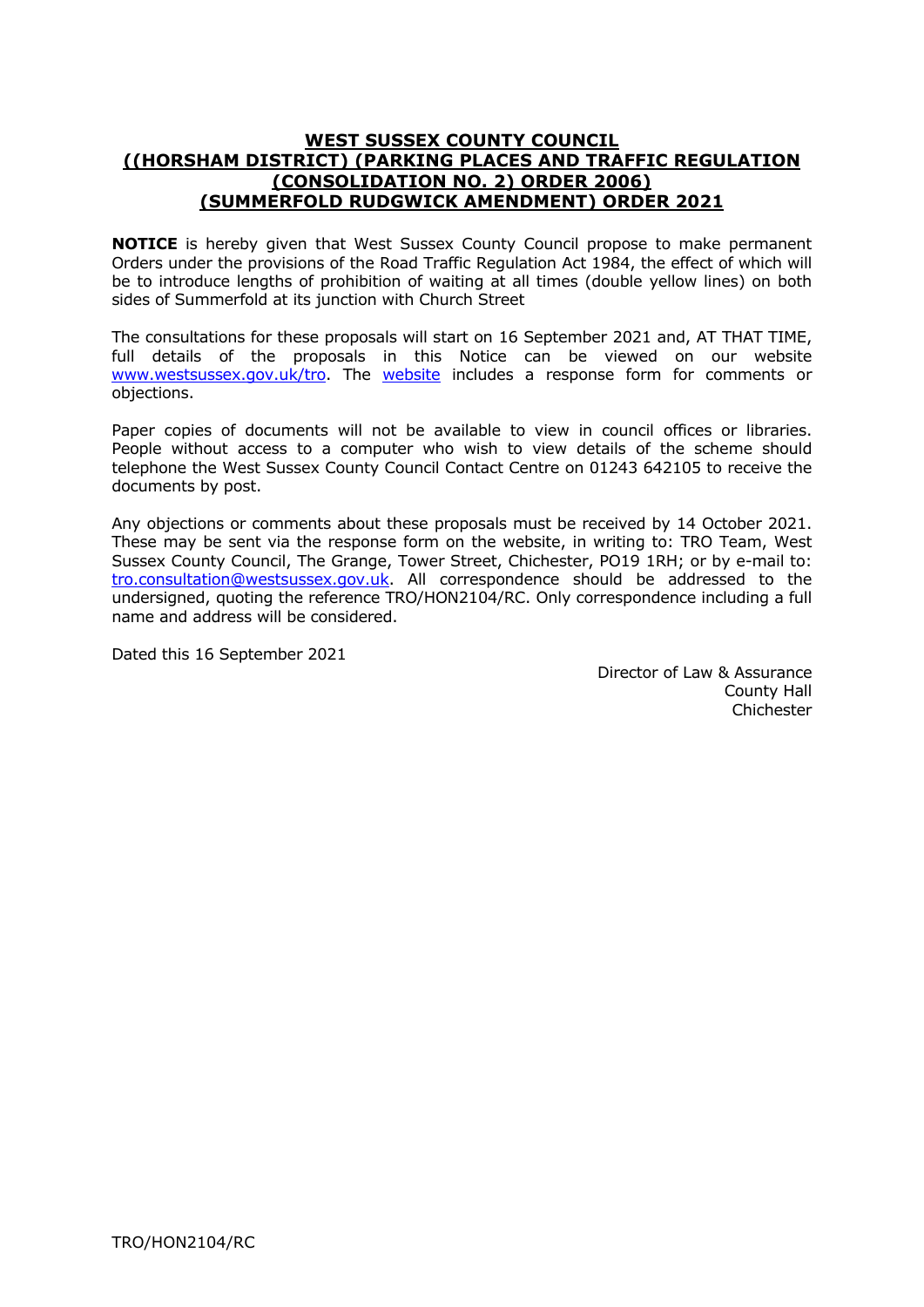# WEST SUSSEX COUNTY COUNCIL
## ((HORSHAM DISTRICT) (PARKING PLACES AND TRAFFIC REGULATION (CONSOLIDATION NO. 2) ORDER 2006) (SUMMERFOLD RUDGWICK AMENDMENT) ORDER 2021

**NOTICE** is hereby given that West Sussex County Council propose to make permanent Orders under the provisions of the Road Traffic Regulation Act 1984, the effect of which will be to introduce lengths of prohibition of waiting at all times (double yellow lines) on both sides of Summerfold at its junction with Church Street

The consultations for these proposals will start on 16 September 2021 and, AT THAT TIME, full details of the proposals in this Notice can be viewed on our website www.westsussex.gov.uk/tro. The website includes a response form for comments or objections.

Paper copies of documents will not be available to view in council offices or libraries. People without access to a computer who wish to view details of the scheme should telephone the West Sussex County Council Contact Centre on 01243 642105 to receive the documents by post.

Any objections or comments about these proposals must be received by 14 October 2021. These may be sent via the response form on the website, in writing to: TRO Team, West Sussex County Council, The Grange, Tower Street, Chichester, PO19 1RH; or by e-mail to: tro.consultation@westsussex.gov.uk. All correspondence should be addressed to the undersigned, quoting the reference TRO/HON2104/RC. Only correspondence including a full name and address will be considered.

Dated this 16 September 2021

Director of Law & Assurance
County Hall
Chichester

TRO/HON2104/RC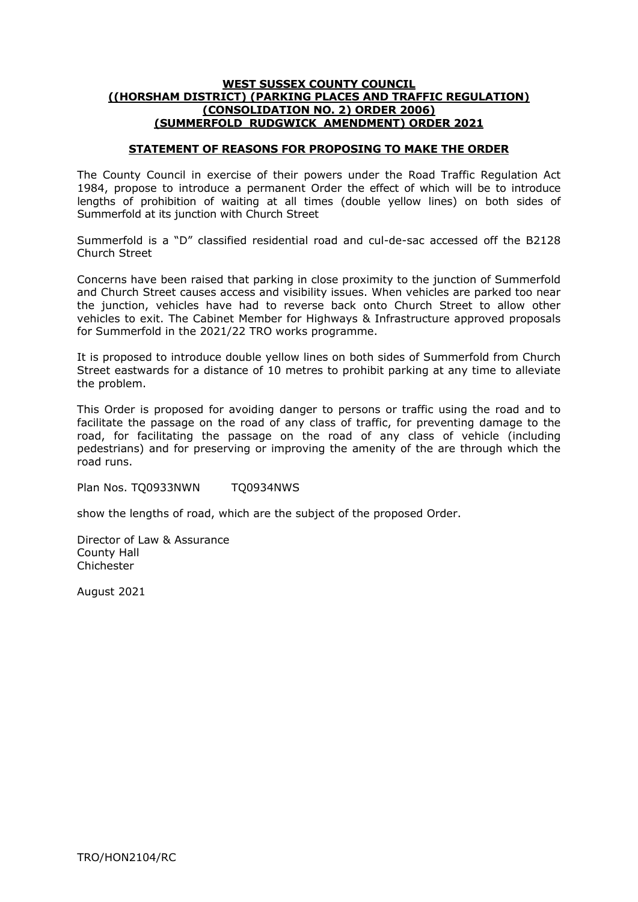**WEST SUSSEX COUNTY COUNCIL**
**((HORSHAM DISTRICT) (PARKING PLACES AND TRAFFIC REGULATION) (CONSOLIDATION NO. 2) ORDER 2006) (SUMMERFOLD RUDGWICK AMENDMENT) ORDER 2021**

**STATEMENT OF REASONS FOR PROPOSING TO MAKE THE ORDER**

The County Council in exercise of their powers under the Road Traffic Regulation Act 1984, propose to introduce a permanent Order the effect of which will be to introduce lengths of prohibition of waiting at all times (double yellow lines) on both sides of Summerfold at its junction with Church Street

Summerfold is a "D" classified residential road and cul-de-sac accessed off the B2128 Church Street

Concerns have been raised that parking in close proximity to the junction of Summerfold and Church Street causes access and visibility issues. When vehicles are parked too near the junction, vehicles have had to reverse back onto Church Street to allow other vehicles to exit. The Cabinet Member for Highways & Infrastructure approved proposals for Summerfold in the 2021/22 TRO works programme.

It is proposed to introduce double yellow lines on both sides of Summerfold from Church Street eastwards for a distance of 10 metres to prohibit parking at any time to alleviate the problem.

This Order is proposed for avoiding danger to persons or traffic using the road and to facilitate the passage on the road of any class of traffic, for preventing damage to the road, for facilitating the passage on the road of any class of vehicle (including pedestrians) and for preserving or improving the amenity of the are through which the road runs.

Plan Nos. TQ0933NWN TQ0934NWS

show the lengths of road, which are the subject of the proposed Order.

Director of Law & Assurance
County Hall
Chichester

August 2021

TRO/HON2104/RC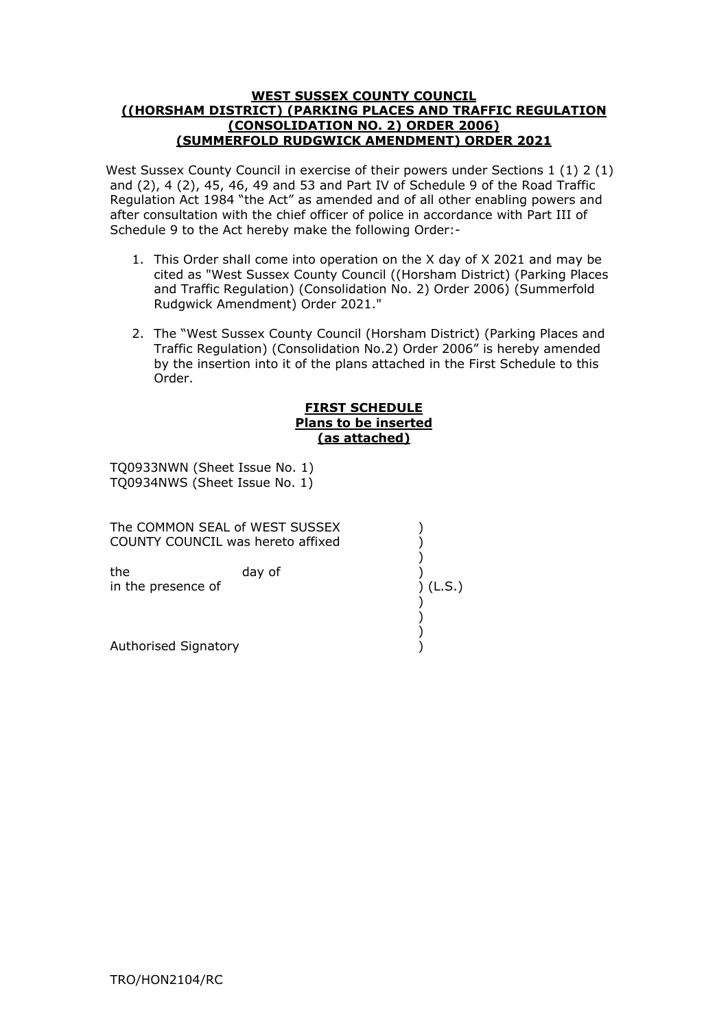# WEST SUSSEX COUNTY COUNCIL
# ((HORSHAM DISTRICT) (PARKING PLACES AND TRAFFIC REGULATION (CONSOLIDATION NO. 2) ORDER 2006) (SUMMERFOLD RUDGWICK AMENDMENT) ORDER 2021

West Sussex County Council in exercise of their powers under Sections 1 (1) 2 (1) and (2), 4 (2), 45, 46, 49 and 53 and Part IV of Schedule 9 of the Road Traffic Regulation Act 1984 "the Act" as amended and of all other enabling powers and after consultation with the chief officer of police in accordance with Part III of Schedule 9 to the Act hereby make the following Order:-

1. This Order shall come into operation on the X day of X 2021 and may be cited as "West Sussex County Council ((Horsham District) (Parking Places and Traffic Regulation) (Consolidation No. 2) Order 2006) (Summerfold Rudgwick Amendment) Order 2021."

2. The "West Sussex County Council (Horsham District) (Parking Places and Traffic Regulation) (Consolidation No.2) Order 2006" is hereby amended by the insertion into it of the plans attached in the First Schedule to this Order.

## FIRST SCHEDULE
## Plans to be inserted
## (as attached)

TQ0933NWN (Sheet Issue No. 1)
TQ0934NWS (Sheet Issue No. 1)

The COMMON SEAL of WEST SUSSEX COUNTY COUNCIL was hereto affixed )

the day of )
in the presence of ) (L.S.)

Authorised Signatory )

TRO/HON2104/RC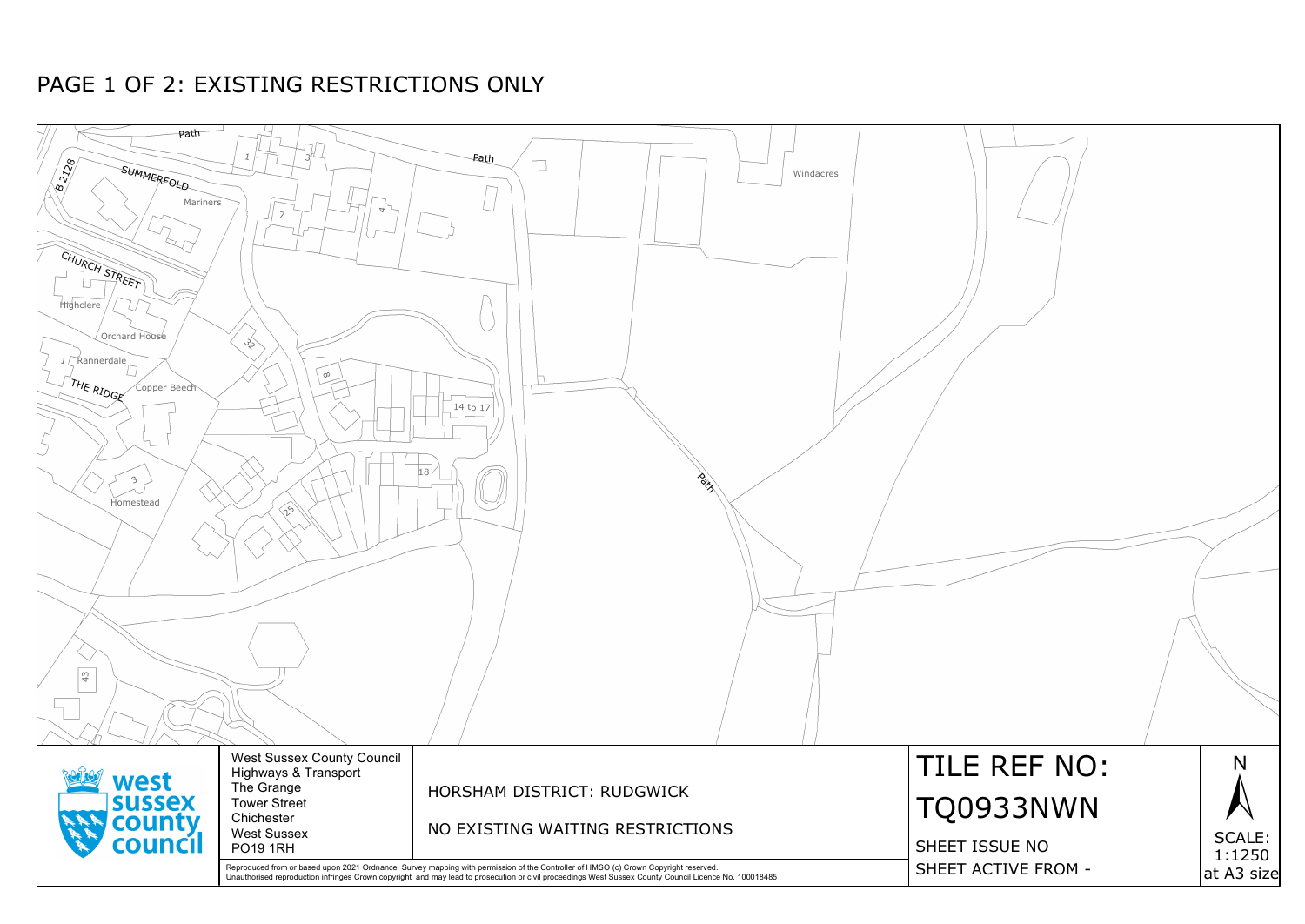# PAGE 1 OF 2: EXISTING RESTRICTIONS ONLY

Path

B2128

SUMMERFOLD

Mariners

CHURCH STREET

Highclere

Orchard House

1 Rannerdale

THE RIDGE

Copper Beech

3

Homestead

43

1

3

7

4

32

8

14 to 17

18

25

Path

Windacres

Path

West Sussex County Council
Highways & Transport
The Grange
Tower Street
Chichester
West Sussex
PO19 1RH

HORSHAM DISTRICT: RUDGWICK

NO EXISTING WAITING RESTRICTIONS

TILE REF NO:

TQ0933NWN

SHEET ISSUE NO

SHEET ACTIVE FROM -

N

SCALE:
1:1250
at A3 size

Reproduced from or based upon 2021 Ordnance Survey mapping with permission of the Controller of HMSO (c) Crown Copyright reserved.
Unauthorised reproduction infringes Crown copyright and may lead to prosecution or civil proceedings West Sussex County Council Licence No. 100018485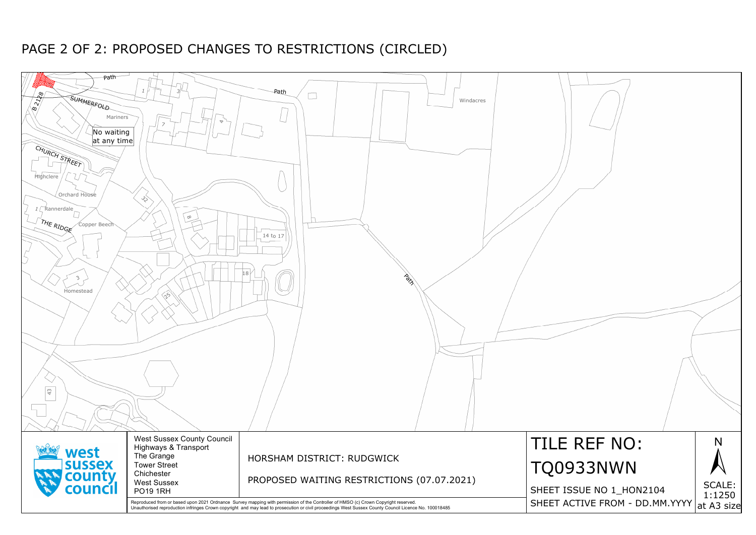# PAGE 2 OF 2: PROPOSED CHANGES TO RESTRICTIONS (CIRCLED)

Path

B 2128

SUMMERFOLD

Mariners

No waiting at any time

CHURCH STREET

Highclere

Orchard House

1 Rannerdale

THE RIDGE

Copper Beech

3

Homestead

43

1

3

7

4

32

8

14 to 17

18

25

Path

Windacres

Path

West Sussex County Council
Highways & Transport
The Grange
Tower Street
Chichester
West Sussex
PO19 1RH

HORSHAM DISTRICT: RUDGWICK

PROPOSED WAITING RESTRICTIONS (07.07.2021)

TILE REF NO:

TQ0933NWN

SHEET ISSUE NO 1_HON2104

SHEET ACTIVE FROM - DD.MM.YYYY

N

SCALE: 1:1250 at A3 size

Reproduced from or based upon 2021 Ordnance Survey mapping with permission of the Controller of HMSO (c) Crown Copyright reserved.
Unauthorised reproduction infringes Crown copyright and may lead to prosecution or civil proceedings West Sussex County Council Licence No. 100018485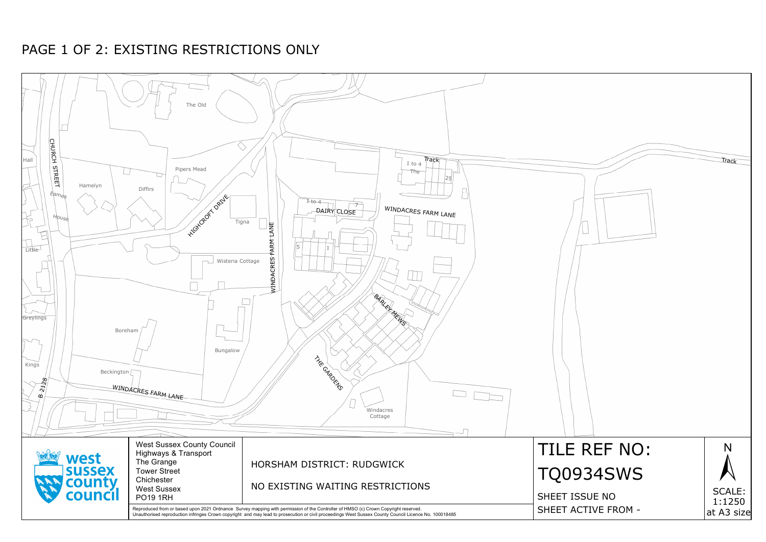# PAGE 1 OF 2: EXISTING RESTRICTIONS ONLY

The Old

Track

1 to 4

The

25

Track

CHURCH STREET

Hall

Pipers Mead

Hamelyn

Diffirs

Eames

House

HIGHCROFT DRIVE

1 to 4

7

DAIRY CLOSE

WINDACRES FARM LANE

Tigna

Little

WINDACRES FARM LANE

5

1

Wisteria Cottage

BARLEY MEWS

Greylings

Boreham

Bungalow

Kings

THE GARDENS

Beckington

B 2128

WINDACRES FARM LANE

Windacres Cottage

West Sussex County Council
Highways & Transport
The Grange
Tower Street
Chichester
West Sussex
PO19 1RH

HORSHAM DISTRICT: RUDGWICK

NO EXISTING WAITING RESTRICTIONS

TILE REF NO:

TQ0934SWS

SHEET ISSUE NO

SHEET ACTIVE FROM -

N

SCALE: 1:1250 at A3 size

Reproduced from or based upon 2021 Ordnance Survey mapping with permission of the Controller of HMSO (c) Crown Copyright reserved.
Unauthorised reproduction infringes Crown copyright and may lead to prosecution or civil proceedings West Sussex County Council Licence No. 100018485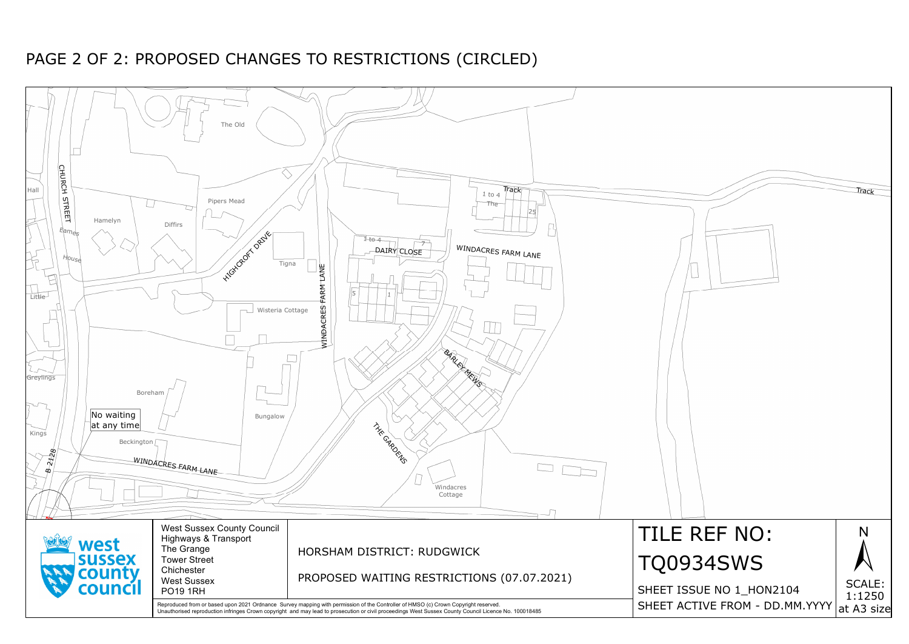# PAGE 2 OF 2: PROPOSED CHANGES TO RESTRICTIONS (CIRCLED)

The Old

Hall

CHURCH STREET

Pipers Mead

Hamelyn

Diffirs

Eames

House

HIGHCROFT DRIVE

Tigna

Little

WINDACRES FARM LANE

1 to 4

7

DAIRY CLOSE

5

1

Track

1 to 4

The

25

WINDACRES FARM LANE

Track

Wisteria Cottage

BARLEY MEWS

Greylings

Boreham

No waiting at any time

Bungalow

Kings

THE GARDENS

Beckington

B 2128

WINDACRES FARM LANE

Windacres Cottage

West Sussex County Council
Highways & Transport
The Grange
Tower Street
Chichester
West Sussex
PO19 1RH

HORSHAM DISTRICT: RUDGWICK

PROPOSED WAITING RESTRICTIONS (07.07.2021)

TILE REF NO:

TQ0934SWS

SHEET ISSUE NO 1_HON2104

SHEET ACTIVE FROM - DD.MM.YYYY

N

SCALE: 1:1250 at A3 size

Reproduced from or based upon 2021 Ordnance Survey mapping with permission of the Controller of HMSO (c) Crown Copyright reserved.
Unauthorised reproduction infringes Crown copyright and may lead to prosecution or civil proceedings West Sussex County Council Licence No. 100018485